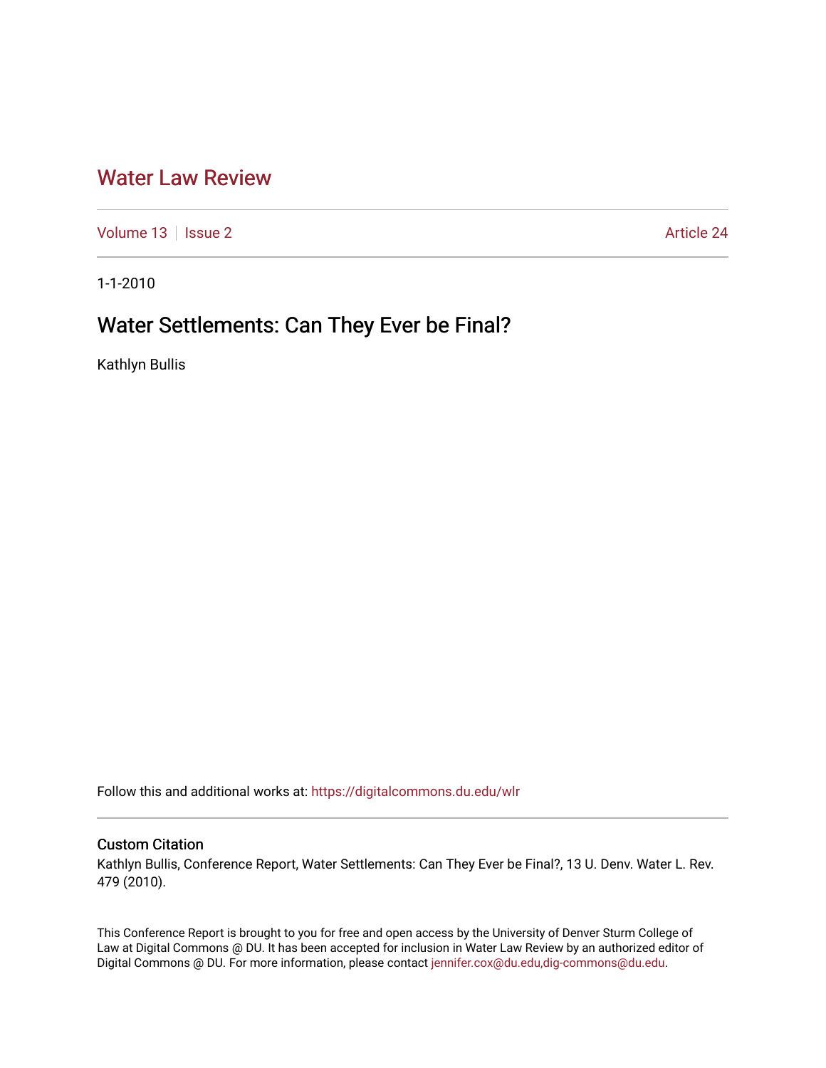# Water Law Review

Volume 13 | Issue 2 Article 24

1-1-2010

## Water Settlements: Can They Ever be Final?

Kathlyn Bullis

Follow this and additional works at: https://digitalcommons.du.edu/wlr

### Custom Citation

Kathlyn Bullis, Conference Report, Water Settlements: Can They Ever be Final?, 13 U. Denv. Water L. Rev. 479 (2010).

This Conference Report is brought to you for free and open access by the University of Denver Sturm College of Law at Digital Commons @ DU. It has been accepted for inclusion in Water Law Review by an authorized editor of Digital Commons @ DU. For more information, please contact jennifer.cox@du.edu,dig-commons@du.edu.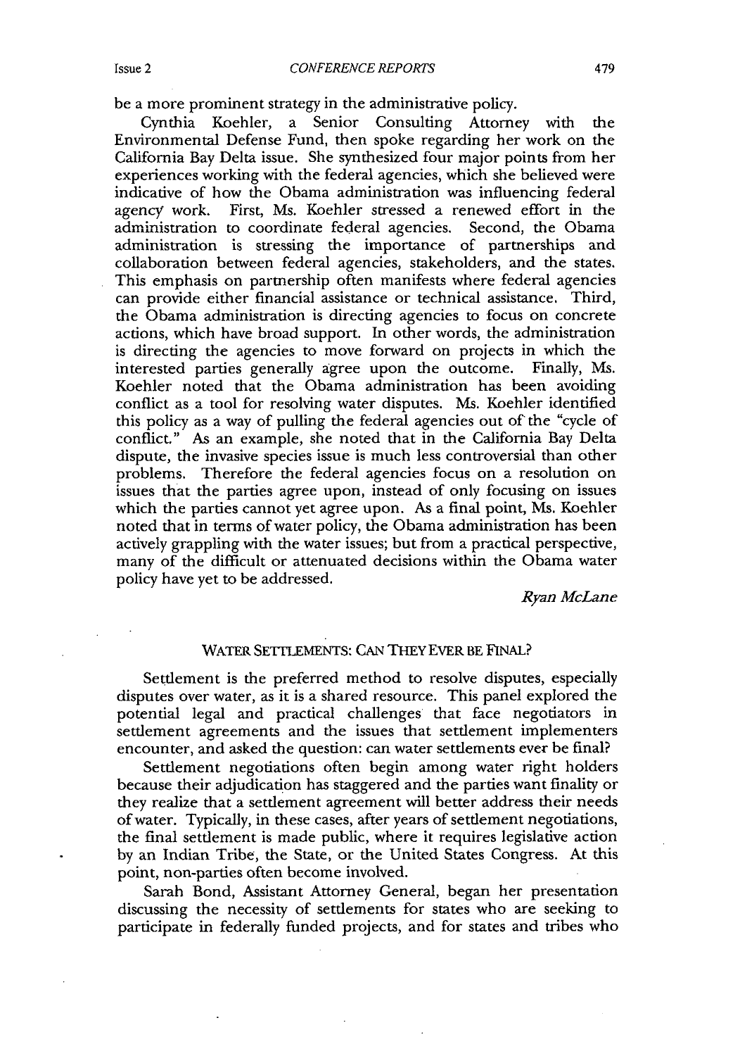be a more prominent strategy in the administrative policy.

Cynthia Koehler, a Senior Consulting Attorney with the Environmental Defense Fund, then spoke regarding her work on the California Bay Delta issue. She synthesized four major points from her experiences working with the federal agencies, which she believed were indicative of how the Obama administration was influencing federal agency work. First, Ms. Koehler stressed a renewed effort in the administration to coordinate federal agencies. Second, the Obama administration is stressing the importance of partnerships and collaboration between federal agencies, stakeholders, and the states. This emphasis on partnership often manifests where federal agencies can provide either financial assistance or technical assistance. Third, the Obama administration is directing agencies to focus on concrete actions, which have broad support. In other words, the administration is directing the agencies to move forward on projects in which the interested parties generally agree upon the outcome. Finally, Ms. Koehler noted that the Obama administration has been avoiding conflict as a tool for resolving water disputes. Ms. Koehler identified this policy as a way of pulling the federal agencies out of the "cycle of conflict." As an example, she noted that in the California Bay Delta dispute, the invasive species issue is much less controversial than other problems. Therefore the federal agencies focus on a resolution on issues that the parties agree upon, instead of only focusing on issues which the parties cannot yet agree upon. As a final point, Ms. Koehler noted that in terms of water policy, the Obama administration has been actively grappling with the water issues; but from a practical perspective, many of the difficult or attenuated decisions within the Obama water policy have yet to be addressed.

*Ryan McLane*

## WATER SETTLEMENTS: CAN THEY EVER BE FINAL?

Settlement is the preferred method to resolve disputes, especially disputes over water, as it is a shared resource. This panel explored the potential legal and practical challenges that face negotiators in settlement agreements and the issues that settlement implementers encounter, and asked the question: can water settlements ever be final?

Settlement negotiations often begin among water right holders because their adjudication has staggered and the parties want finality or they realize that a settlement agreement will better address their needs of water. Typically, in these cases, after years of settlement negotiations, the final settlement is made public, where it requires legislative action by an Indian Tribe, the State, or the United States Congress. At this point, non-parties often become involved.

Sarah Bond, Assistant Attorney General, began her presentation discussing the necessity of settlements for states who are seeking to participate in federally funded projects, and for states and tribes who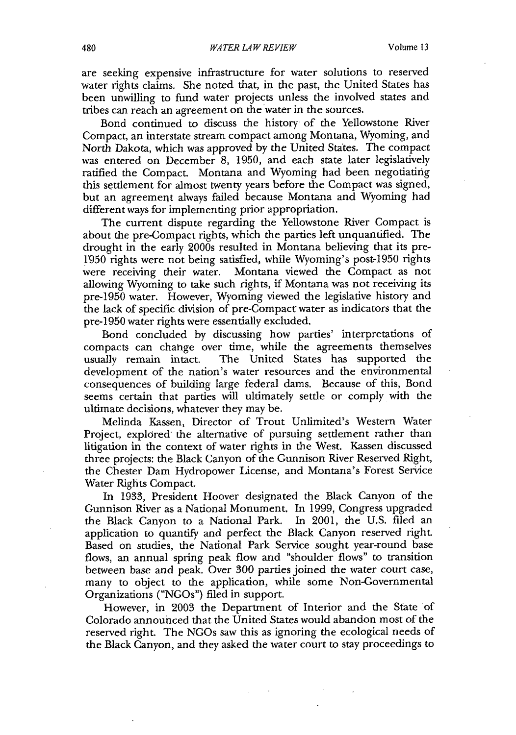are seeking expensive infrastructure for water solutions to reserved water rights claims. She noted that, in the past, the United States has been unwilling to fund water projects unless the involved states and tribes can reach an agreement on the water in the sources.

Bond continued to discuss the history of the Yellowstone River Compact, an interstate stream compact among Montana, Wyoming, and North Dakota, which was approved by the United States. The compact was entered on December 8, 1950, and each state later legislatively ratified the Compact. Montana and Wyoming had been negotiating this settlement for almost twenty years before the Compact was signed, but an agreement always failed because Montana and Wyoming had different ways for implementing prior appropriation.

The current dispute regarding the Yellowstone River Compact is about the pre-Compact rights, which the parties left unquantified. The drought in the early 2000s resulted in Montana believing that its pre-1950 rights were not being satisfied, while Wyoming's post-1950 rights were receiving their water. Montana viewed the Compact as not allowing Wyoming to take such rights, if Montana was not receiving its pre-1950 water. However, Wyoming viewed the legislative history and the lack of specific division of pre-Compact water as indicators that the pre-1950 water rights were essentially excluded.

Bond concluded by discussing how parties' interpretations of compacts can change over time, while the agreements themselves usually remain intact. The United States has supported the development of the nation's water resources and the environmental consequences of building large federal dams. Because of this, Bond seems certain that parties will ultimately settle or comply with the ultimate decisions, whatever they may be.

Melinda Kassen, Director of Trout Unlimited's Western Water Project, explored the alternative of pursuing settlement rather than litigation in the context of water rights in the West. Kassen discussed three projects: the Black Canyon of the Gunnison River Reserved Right, the Chester Dam Hydropower License, and Montana's Forest Service Water Rights Compact.

In 1933, President Hoover designated the Black Canyon of the Gunnison River as a National Monument. In 1999, Congress upgraded the Black Canyon to a National Park. In 2001, the U.S. filed an application to quantify and perfect the Black Canyon reserved right. Based on studies, the National Park Service sought year-round base flows, an annual spring peak flow and "shoulder flows" to transition between base and peak. Over 300 parties joined the water court case, many to object to the application, while some Non-Governmental Organizations ("NGOs") filed in support.

However, in 2003 the Department of Interior and the State of Colorado announced that the United States would abandon most of the reserved right. The NGOs saw this as ignoring the ecological needs of the Black Canyon, and they asked the water court to stay proceedings to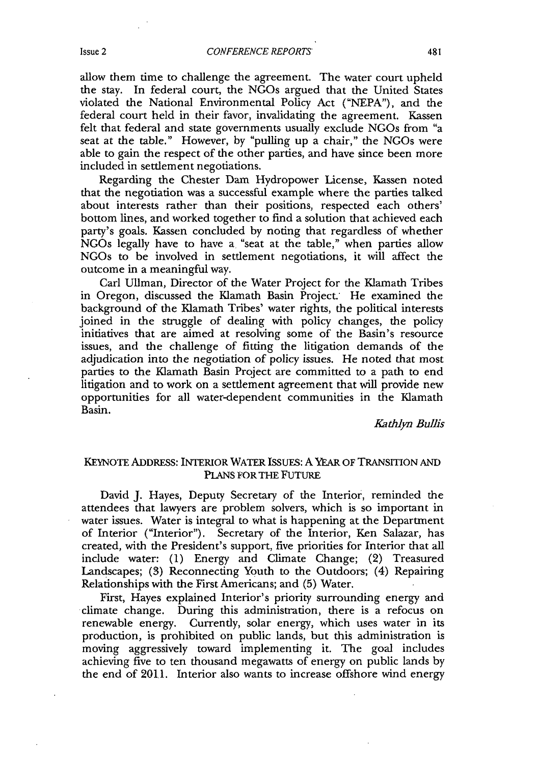allow them time to challenge the agreement. The water court upheld the stay. In federal court, the NGOs argued that the United States violated the National Environmental Policy Act ("NEPA"), and the federal court held in their favor, invalidating the agreement. Kassen felt that federal and state governments usually exclude NGOs from "a seat at the table." However, by "pulling up a chair," the NGOs were able to gain the respect of the other parties, and have since been more included in settlement negotiations.

Regarding the Chester Dam Hydropower License, Kassen noted that the negotiation was a successful example where the parties talked about interests rather than their positions, respected each others' bottom lines, and worked together to find a solution that achieved each party's goals. Kassen concluded by noting that regardless of whether NGOs legally have to have a "seat at the table," when parties allow NGOs to be involved in settlement negotiations, it will affect the outcome in a meaningful way.

Carl Ullman, Director of the Water Project for the Klamath Tribes in Oregon, discussed the Klamath Basin Project. He examined the background of the Klamath Tribes' water rights, the political interests joined in the struggle of dealing with policy changes, the policy initiatives that are aimed at resolving some of the Basin's resource issues, and the challenge of fitting the litigation demands of the adjudication into the negotiation of policy issues. He noted that most parties to the Klamath Basin Project are committed to a path to end litigation and to work on a settlement agreement that will provide new opportunities for all water-dependent communities in the Klamath Basin.

*Kathlyn Bullis*

## KEYNOTE ADDRESS: INTERIOR WATER ISSUES: A YEAR OF TRANSITION AND PLANS FOR THE FUTURE

David J. Hayes, Deputy Secretary of the Interior, reminded the attendees that lawyers are problem solvers, which is so important in water issues. Water is integral to what is happening at the Department of Interior ("Interior"). Secretary of the Interior, Ken Salazar, has created, with the President's support, five priorities for Interior that all include water: (1) Energy and Climate Change; (2) Treasured Landscapes; (3) Reconnecting Youth to the Outdoors; (4) Repairing Relationships with the First Americans; and (5) Water.

First, Hayes explained Interior's priority surrounding energy and climate change. During this administration, there is a refocus on renewable energy. Currently, solar energy, which uses water in its production, is prohibited on public lands, but this administration is moving aggressively toward implementing it. The goal includes achieving five to ten thousand megawatts of energy on public lands by the end of 2011. Interior also wants to increase offshore wind energy